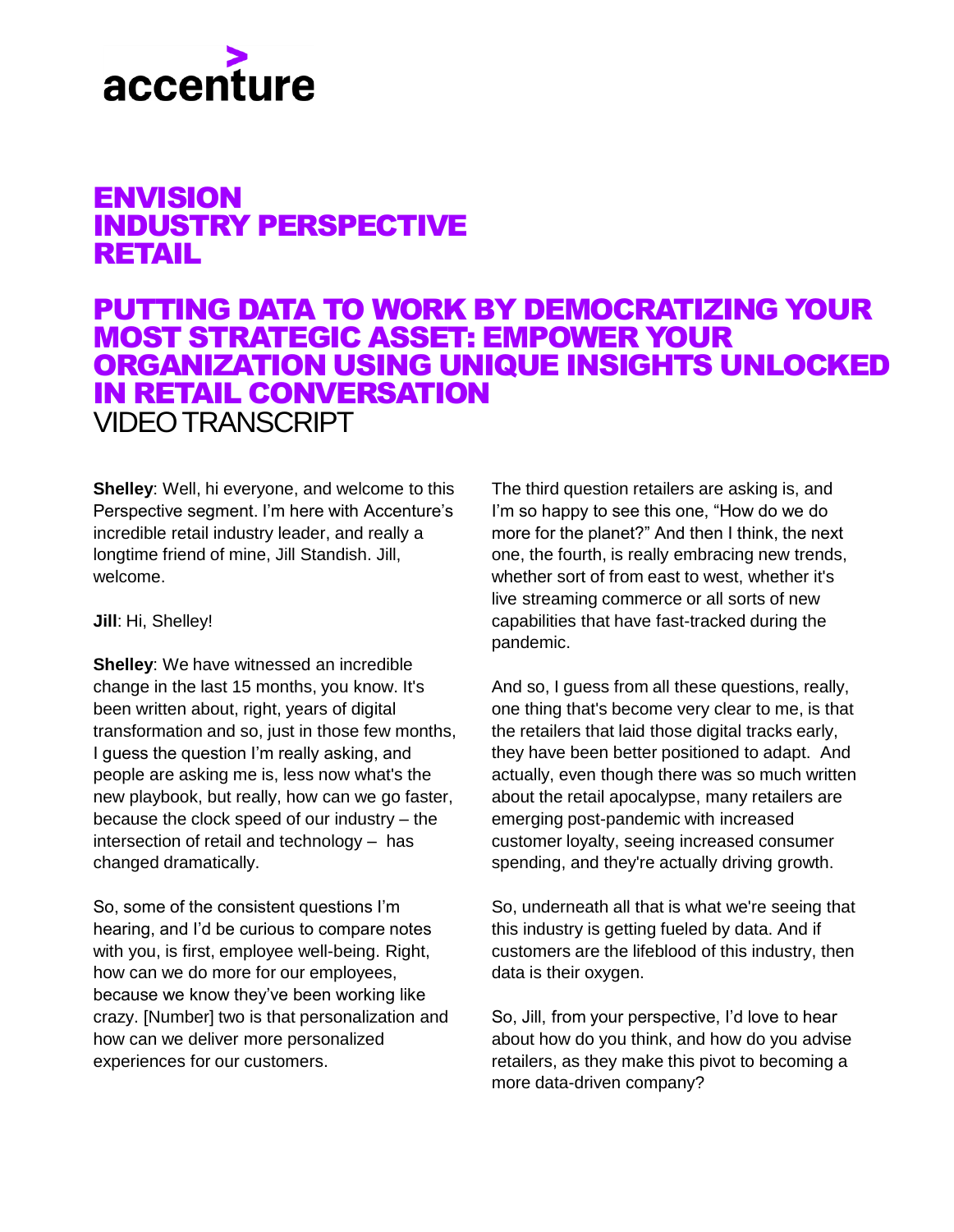# ENVISION INDUSTRY PERSPECTIVE RETAIL

## PUTTING DATA TO WORK BY DEMOCRATIZING YOUR MOST STRATEGIC ASSET: EMPOWER YOUR ORGANIZATION USING UNIQUE INSIGHTS UNLOCKED IN RETAIL CONVERSATION

VIDEO TRANSCRIPT

**Shelley**: Well, hi everyone, and welcome to this Perspective segment. I'm here with Accenture's incredible retail industry leader, and really a longtime friend of mine, Jill Standish. Jill, welcome.

**Jill**: Hi, Shelley!

**Shelley**: We have witnessed an incredible change in the last 15 months, you know. It's been written about, right, years of digital transformation and so, just in those few months, I guess the question I'm really asking, and people are asking me is, less now what's the new playbook, but really, how can we go faster, because the clock speed of our industry – the intersection of retail and technology – has changed dramatically.

So, some of the consistent questions I'm hearing, and I'd be curious to compare notes with you, is first, employee well-being. Right, how can we do more for our employees, because we know they've been working like crazy. [Number] two is that personalization and how can we deliver more personalized experiences for our customers.

The third question retailers are asking is, and I'm so happy to see this one, "How do we do more for the planet?" And then I think, the next one, the fourth, is really embracing new trends, whether sort of from east to west, whether it's live streaming commerce or all sorts of new capabilities that have fast-tracked during the pandemic.

And so, I guess from all these questions, really, one thing that's become very clear to me, is that the retailers that laid those digital tracks early, they have been better positioned to adapt. And actually, even though there was so much written about the retail apocalypse, many retailers are emerging post-pandemic with increased customer loyalty, seeing increased consumer spending, and they're actually driving growth.

So, underneath all that is what we're seeing that this industry is getting fueled by data. And if customers are the lifeblood of this industry, then data is their oxygen.

So, Jill, from your perspective, I'd love to hear about how do you think, and how do you advise retailers, as they make this pivot to becoming a more data-driven company?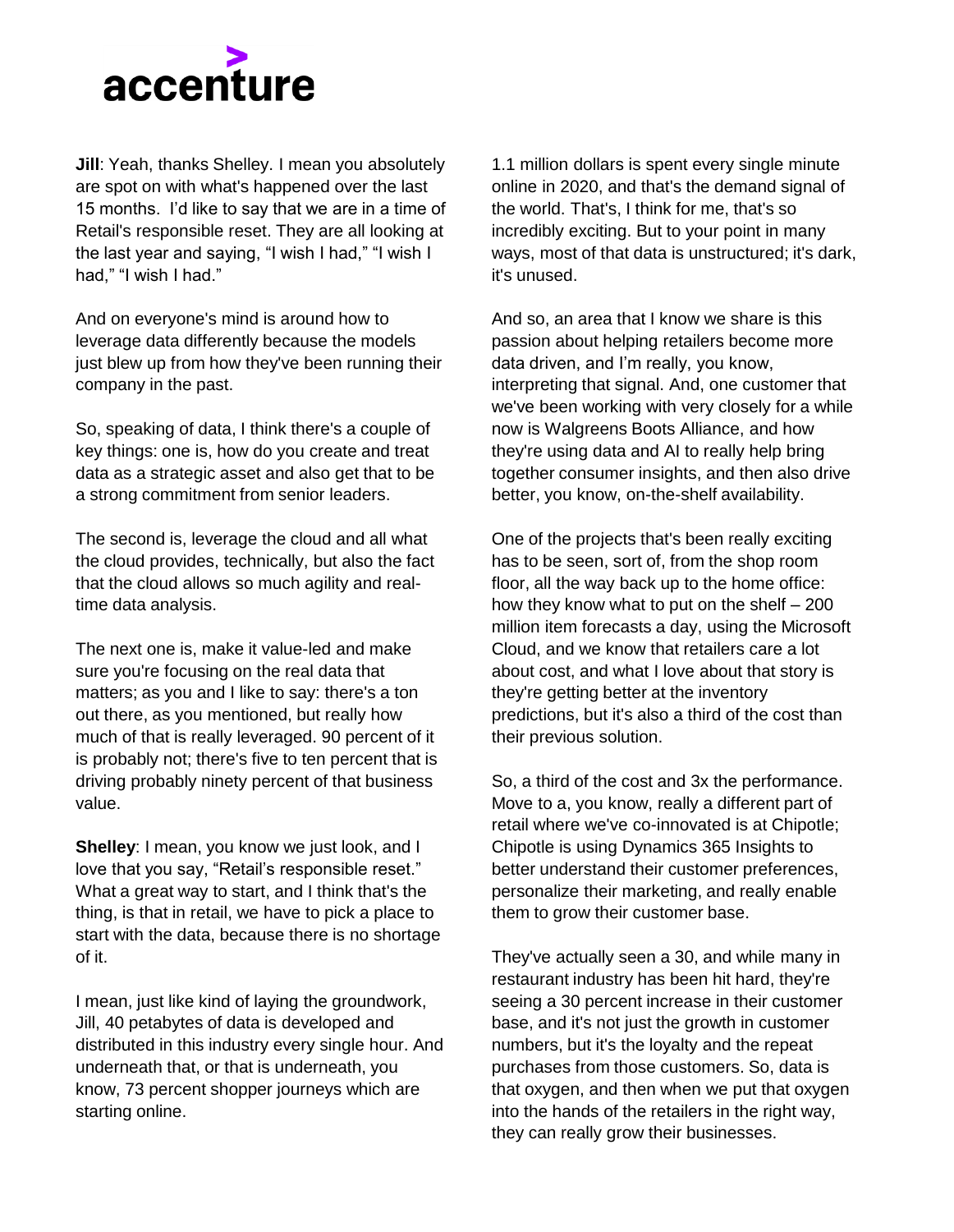**Jill**: Yeah, thanks Shelley. I mean you absolutely are spot on with what's happened over the last 15 months. I'd like to say that we are in a time of Retail's responsible reset. They are all looking at the last year and saying, "I wish I had," "I wish I had," "I wish I had."

And on everyone's mind is around how to leverage data differently because the models just blew up from how they've been running their company in the past.

So, speaking of data, I think there's a couple of key things: one is, how do you create and treat data as a strategic asset and also get that to be a strong commitment from senior leaders.

The second is, leverage the cloud and all what the cloud provides, technically, but also the fact that the cloud allows so much agility and real-time data analysis.

The next one is, make it value-led and make sure you're focusing on the real data that matters; as you and I like to say: there's a ton out there, as you mentioned, but really how much of that is really leveraged. 90 percent of it is probably not; there's five to ten percent that is driving probably ninety percent of that business value.

**Shelley**: I mean, you know we just look, and I love that you say, "Retail's responsible reset." What a great way to start, and I think that's the thing, is that in retail, we have to pick a place to start with the data, because there is no shortage of it.

I mean, just like kind of laying the groundwork, Jill, 40 petabytes of data is developed and distributed in this industry every single hour. And underneath that, or that is underneath, you know, 73 percent shopper journeys which are starting online.

1.1 million dollars is spent every single minute online in 2020, and that's the demand signal of the world. That's, I think for me, that's so incredibly exciting. But to your point in many ways, most of that data is unstructured; it's dark, it's unused.

And so, an area that I know we share is this passion about helping retailers become more data driven, and I'm really, you know, interpreting that signal. And, one customer that we've been working with very closely for a while now is Walgreens Boots Alliance, and how they're using data and AI to really help bring together consumer insights, and then also drive better, you know, on-the-shelf availability.

One of the projects that's been really exciting has to be seen, sort of, from the shop room floor, all the way back up to the home office: how they know what to put on the shelf – 200 million item forecasts a day, using the Microsoft Cloud, and we know that retailers care a lot about cost, and what I love about that story is they're getting better at the inventory predictions, but it's also a third of the cost than their previous solution.

So, a third of the cost and 3x the performance. Move to a, you know, really a different part of retail where we've co-innovated is at Chipotle; Chipotle is using Dynamics 365 Insights to better understand their customer preferences, personalize their marketing, and really enable them to grow their customer base.

They've actually seen a 30, and while many in restaurant industry has been hit hard, they're seeing a 30 percent increase in their customer base, and it's not just the growth in customer numbers, but it's the loyalty and the repeat purchases from those customers. So, data is that oxygen, and then when we put that oxygen into the hands of the retailers in the right way, they can really grow their businesses.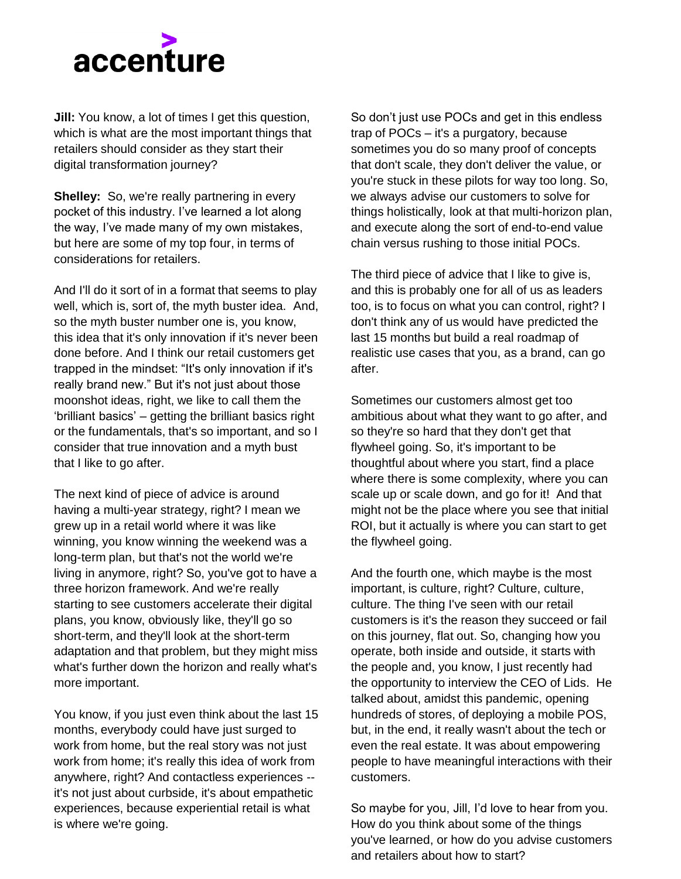**Jill:** You know, a lot of times I get this question, which is what are the most important things that retailers should consider as they start their digital transformation journey?

**Shelley:** So, we're really partnering in every pocket of this industry. I've learned a lot along the way, I've made many of my own mistakes, but here are some of my top four, in terms of considerations for retailers.

And I'll do it sort of in a format that seems to play well, which is, sort of, the myth buster idea. And, so the myth buster number one is, you know, this idea that it's only innovation if it's never been done before. And I think our retail customers get trapped in the mindset: "It's only innovation if it's really brand new." But it's not just about those moonshot ideas, right, we like to call them the 'brilliant basics' – getting the brilliant basics right or the fundamentals, that's so important, and so I consider that true innovation and a myth bust that I like to go after.

The next kind of piece of advice is around having a multi-year strategy, right? I mean we grew up in a retail world where it was like winning, you know winning the weekend was a long-term plan, but that's not the world we're living in anymore, right? So, you've got to have a three horizon framework. And we're really starting to see customers accelerate their digital plans, you know, obviously like, they'll go so short-term, and they'll look at the short-term adaptation and that problem, but they might miss what's further down the horizon and really what's more important.

You know, if you just even think about the last 15 months, everybody could have just surged to work from home, but the real story was not just work from home; it's really this idea of work from anywhere, right? And contactless experiences -- it's not just about curbside, it's about empathetic experiences, because experiential retail is what is where we're going.

So don't just use POCs and get in this endless trap of POCs – it's a purgatory, because sometimes you do so many proof of concepts that don't scale, they don't deliver the value, or you're stuck in these pilots for way too long. So, we always advise our customers to solve for things holistically, look at that multi-horizon plan, and execute along the sort of end-to-end value chain versus rushing to those initial POCs.

The third piece of advice that I like to give is, and this is probably one for all of us as leaders too, is to focus on what you can control, right? I don't think any of us would have predicted the last 15 months but build a real roadmap of realistic use cases that you, as a brand, can go after.

Sometimes our customers almost get too ambitious about what they want to go after, and so they're so hard that they don't get that flywheel going. So, it's important to be thoughtful about where you start, find a place where there is some complexity, where you can scale up or scale down, and go for it! And that might not be the place where you see that initial ROI, but it actually is where you can start to get the flywheel going.

And the fourth one, which maybe is the most important, is culture, right? Culture, culture, culture. The thing I've seen with our retail customers is it's the reason they succeed or fail on this journey, flat out. So, changing how you operate, both inside and outside, it starts with the people and, you know, I just recently had the opportunity to interview the CEO of Lids. He talked about, amidst this pandemic, opening hundreds of stores, of deploying a mobile POS, but, in the end, it really wasn't about the tech or even the real estate. It was about empowering people to have meaningful interactions with their customers.

So maybe for you, Jill, I'd love to hear from you. How do you think about some of the things you've learned, or how do you advise customers and retailers about how to start?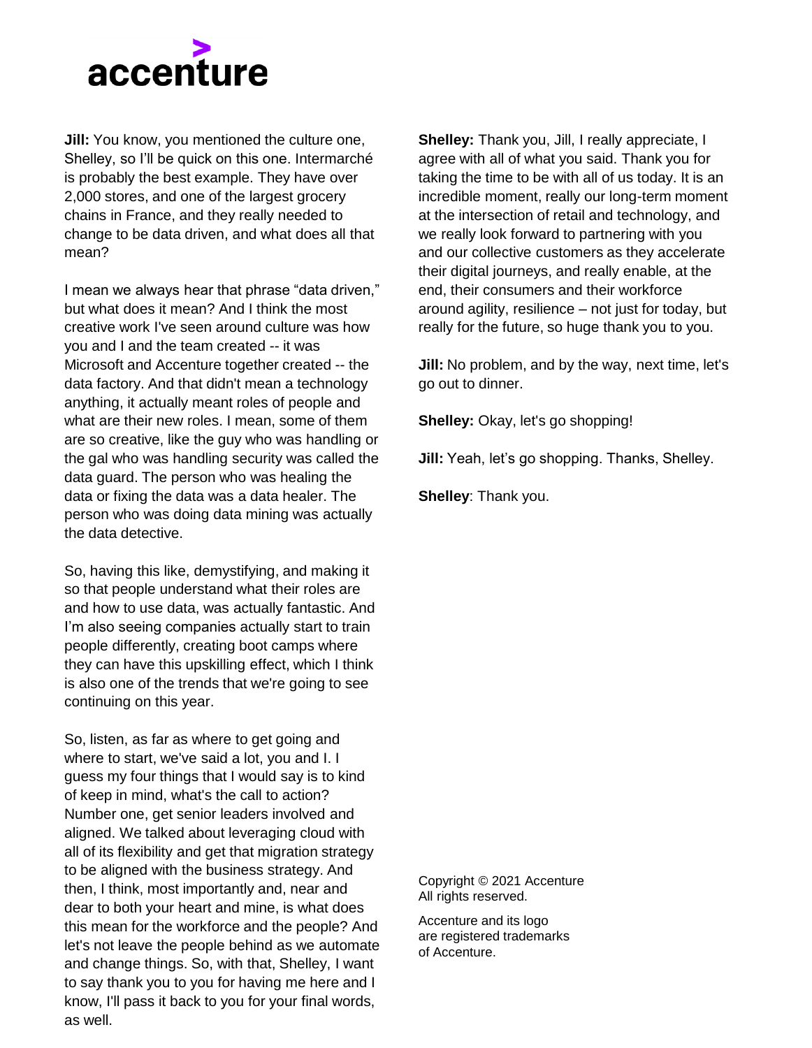**Jill:** You know, you mentioned the culture one, Shelley, so I'll be quick on this one. Intermarché is probably the best example. They have over 2,000 stores, and one of the largest grocery chains in France, and they really needed to change to be data driven, and what does all that mean?

I mean we always hear that phrase "data driven," but what does it mean? And I think the most creative work I've seen around culture was how you and I and the team created -- it was Microsoft and Accenture together created -- the data factory. And that didn't mean a technology anything, it actually meant roles of people and what are their new roles. I mean, some of them are so creative, like the guy who was handling or the gal who was handling security was called the data guard. The person who was healing the data or fixing the data was a data healer. The person who was doing data mining was actually the data detective.

So, having this like, demystifying, and making it so that people understand what their roles are and how to use data, was actually fantastic. And I'm also seeing companies actually start to train people differently, creating boot camps where they can have this upskilling effect, which I think is also one of the trends that we're going to see continuing on this year.

So, listen, as far as where to get going and where to start, we've said a lot, you and I. I guess my four things that I would say is to kind of keep in mind, what's the call to action? Number one, get senior leaders involved and aligned. We talked about leveraging cloud with all of its flexibility and get that migration strategy to be aligned with the business strategy. And then, I think, most importantly and, near and dear to both your heart and mine, is what does this mean for the workforce and the people? And let's not leave the people behind as we automate and change things. So, with that, Shelley, I want to say thank you to you for having me here and I know, I'll pass it back to you for your final words, as well.

**Shelley:** Thank you, Jill, I really appreciate, I agree with all of what you said. Thank you for taking the time to be with all of us today. It is an incredible moment, really our long-term moment at the intersection of retail and technology, and we really look forward to partnering with you and our collective customers as they accelerate their digital journeys, and really enable, at the end, their consumers and their workforce around agility, resilience – not just for today, but really for the future, so huge thank you to you.

**Jill:** No problem, and by the way, next time, let's go out to dinner.

**Shelley:** Okay, let's go shopping!

**Jill:** Yeah, let's go shopping. Thanks, Shelley.

**Shelley**: Thank you.

Copyright © 2021 Accenture
All rights reserved.

Accenture and its logo are registered trademarks of Accenture.